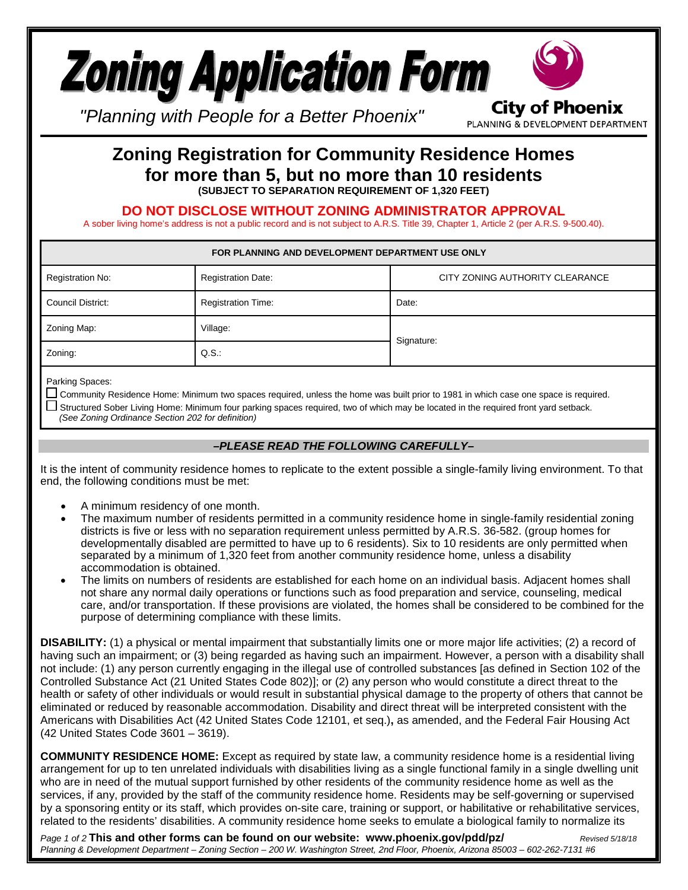# Zoning Application Form

*"Planning with People for a Better Phoenix"*

**City of Phoenix**
PLANNING & DEVELOPMENT DEPARTMENT

## Zoning Registration for Community Residence Homes for more than 5, but no more than 10 residents

**(SUBJECT TO SEPARATION REQUIREMENT OF 1,320 FEET)**

**DO NOT DISCLOSE WITHOUT ZONING ADMINISTRATOR APPROVAL**

A sober living home's address is not a public record and is not subject to A.R.S. Title 39, Chapter 1, Article 2 (per A.R.S. 9-500.40).

| FOR PLANNING AND DEVELOPMENT DEPARTMENT USE ONLY | | |
|---|---|---|
| Registration No: | Registration Date: | CITY ZONING AUTHORITY CLEARANCE |
| Council District: | Registration Time: | Date: |
| Zoning Map: | Village: | Signature: |
| Zoning: | Q.S.: | |

Parking Spaces:

☐ Community Residence Home: Minimum two spaces required, unless the home was built prior to 1981 in which case one space is required.

☐ Structured Sober Living Home: Minimum four parking spaces required, two of which may be located in the required front yard setback.
*(See Zoning Ordinance Section 202 for definition)*

***–PLEASE READ THE FOLLOWING CAREFULLY–***

It is the intent of community residence homes to replicate to the extent possible a single-family living environment. To that end, the following conditions must be met:

- A minimum residency of one month.
- The maximum number of residents permitted in a community residence home in single-family residential zoning districts is five or less with no separation requirement unless permitted by A.R.S. 36-582. (group homes for developmentally disabled are permitted to have up to 6 residents). Six to 10 residents are only permitted when separated by a minimum of 1,320 feet from another community residence home, unless a disability accommodation is obtained.
- The limits on numbers of residents are established for each home on an individual basis. Adjacent homes shall not share any normal daily operations or functions such as food preparation and service, counseling, medical care, and/or transportation. If these provisions are violated, the homes shall be considered to be combined for the purpose of determining compliance with these limits.

**DISABILITY:** (1) a physical or mental impairment that substantially limits one or more major life activities; (2) a record of having such an impairment; or (3) being regarded as having such an impairment. However, a person with a disability shall not include: (1) any person currently engaging in the illegal use of controlled substances [as defined in Section 102 of the Controlled Substance Act (21 United States Code 802)]; or (2) any person who would constitute a direct threat to the health or safety of other individuals or would result in substantial physical damage to the property of others that cannot be eliminated or reduced by reasonable accommodation. Disability and direct threat will be interpreted consistent with the Americans with Disabilities Act (42 United States Code 12101, et seq.)**,** as amended, and the Federal Fair Housing Act (42 United States Code 3601 – 3619).

**COMMUNITY RESIDENCE HOME:** Except as required by state law, a community residence home is a residential living arrangement for up to ten unrelated individuals with disabilities living as a single functional family in a single dwelling unit who are in need of the mutual support furnished by other residents of the community residence home as well as the services, if any, provided by the staff of the community residence home. Residents may be self-governing or supervised by a sponsoring entity or its staff, which provides on-site care, training or support, or habilitative or rehabilitative services, related to the residents' disabilities. A community residence home seeks to emulate a biological family to normalize its

**This and other forms can be found on our website: www.phoenix.gov/pdd/pz/**

*Planning & Development Department – Zoning Section – 200 W. Washington Street, 2nd Floor, Phoenix, Arizona 85003 – 602-262-7131 #6*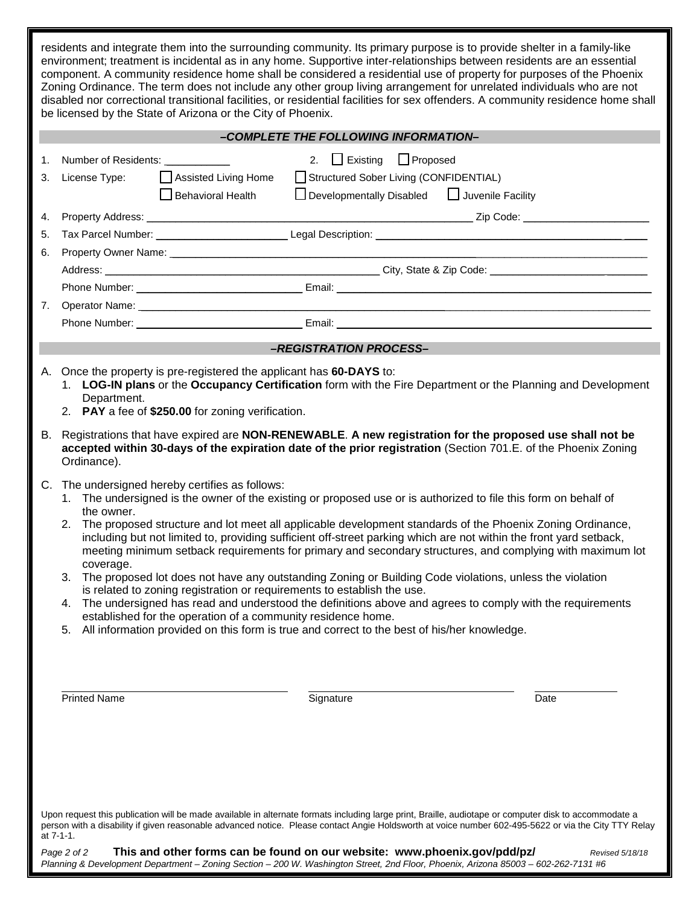residents and integrate them into the surrounding community. Its primary purpose is to provide shelter in a family-like environment; treatment is incidental as in any home. Supportive inter-relationships between residents are an essential component. A community residence home shall be considered a residential use of property for purposes of the Phoenix Zoning Ordinance. The term does not include any other group living arrangement for unrelated individuals who are not disabled nor correctional transitional facilities, or residential facilities for sex offenders. A community residence home shall be licensed by the State of Arizona or the City of Phoenix.

## *–COMPLETE THE FOLLOWING INFORMATION–*

1. Number of Residents: ___________
2. ☐ Existing ☐ Proposed
3. License Type: ☐ Assisted Living Home ☐ Structured Sober Living (CONFIDENTIAL) ☐ Behavioral Health ☐ Developmentally Disabled ☐ Juvenile Facility
4. Property Address: ______________________________ Zip Code: ______________
5. Tax Parcel Number: ______________ Legal Description: ______________________________
6. Property Owner Name: ______________________________
   Address: ______________________________ City, State & Zip Code: ______________
   Phone Number: ______________ Email: ______________________________
7. Operator Name: ______________________________
   Phone Number: ______________ Email: ______________________________

## *–REGISTRATION PROCESS–*

A. Once the property is pre-registered the applicant has **60-DAYS** to:
   1. **LOG-IN plans** or the **Occupancy Certification** form with the Fire Department or the Planning and Development Department.
   2. **PAY** a fee of **$250.00** for zoning verification.

B. Registrations that have expired are **NON-RENEWABLE**. **A new registration for the proposed use shall not be accepted within 30-days of the expiration date of the prior registration** (Section 701.E. of the Phoenix Zoning Ordinance).

C. The undersigned hereby certifies as follows:
   1. The undersigned is the owner of the existing or proposed use or is authorized to file this form on behalf of the owner.
   2. The proposed structure and lot meet all applicable development standards of the Phoenix Zoning Ordinance, including but not limited to, providing sufficient off-street parking which are not within the front yard setback, meeting minimum setback requirements for primary and secondary structures, and complying with maximum lot coverage.
   3. The proposed lot does not have any outstanding Zoning or Building Code violations, unless the violation is related to zoning registration or requirements to establish the use.
   4. The undersigned has read and understood the definitions above and agrees to comply with the requirements established for the operation of a community residence home.
   5. All information provided on this form is true and correct to the best of his/her knowledge.

______________________________ ______________________________ ______________

Printed Name Signature Date

Upon request this publication will be made available in alternate formats including large print, Braille, audiotape or computer disk to accommodate a person with a disability if given reasonable advanced notice. Please contact Angie Holdsworth at voice number 602-495-5622 or via the City TTY Relay at 7-1-1.

**This and other forms can be found on our website: www.phoenix.gov/pdd/pz/** *Revised 5/18/18*

*Planning & Development Department – Zoning Section – 200 W. Washington Street, 2nd Floor, Phoenix, Arizona 85003 – 602-262-7131 #6*